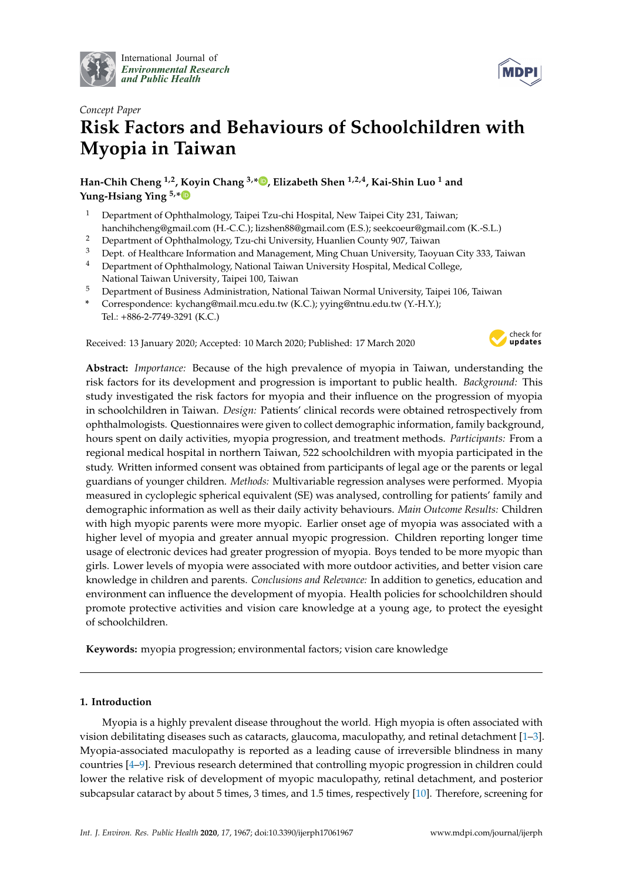*Concept Paper*

# Risk Factors and Behaviours of Schoolchildren with Myopia in Taiwan

**Han-Chih Cheng [1,2], Koyin Chang [3,*], Elizabeth Shen [1,2,4], Kai-Shin Luo [1] and Yung-Hsiang Ying [5,*]**

1 Department of Ophthalmology, Taipei Tzu-chi Hospital, New Taipei City 231, Taiwan; hanchihcheng@gmail.com (H.-C.C.); lizshen88@gmail.com (E.S.); seekcoeur@gmail.com (K.-S.L.)
2 Department of Ophthalmology, Tzu-chi University, Huanlien County 907, Taiwan
3 Dept. of Healthcare Information and Management, Ming Chuan University, Taoyuan City 333, Taiwan
4 Department of Ophthalmology, National Taiwan University Hospital, Medical College, National Taiwan University, Taipei 100, Taiwan
5 Department of Business Administration, National Taiwan Normal University, Taipei 106, Taiwan
* Correspondence: kychang@mail.mcu.edu.tw (K.C.); yying@ntnu.edu.tw (Y.-H.Y.); Tel.: +886-2-7749-3291 (K.C.)

Received: 13 January 2020; Accepted: 10 March 2020; Published: 17 March 2020

**Abstract:** *Importance:* Because of the high prevalence of myopia in Taiwan, understanding the risk factors for its development and progression is important to public health. *Background:* This study investigated the risk factors for myopia and their influence on the progression of myopia in schoolchildren in Taiwan. *Design:* Patients' clinical records were obtained retrospectively from ophthalmologists. Questionnaires were given to collect demographic information, family background, hours spent on daily activities, myopia progression, and treatment methods. *Participants:* From a regional medical hospital in northern Taiwan, 522 schoolchildren with myopia participated in the study. Written informed consent was obtained from participants of legal age or the parents or legal guardians of younger children. *Methods:* Multivariable regression analyses were performed. Myopia measured in cycloplegic spherical equivalent (SE) was analysed, controlling for patients' family and demographic information as well as their daily activity behaviours. *Main Outcome Results:* Children with high myopic parents were more myopic. Earlier onset age of myopia was associated with a higher level of myopia and greater annual myopic progression. Children reporting longer time usage of electronic devices had greater progression of myopia. Boys tended to be more myopic than girls. Lower levels of myopia were associated with more outdoor activities, and better vision care knowledge in children and parents. *Conclusions and Relevance:* In addition to genetics, education and environment can influence the development of myopia. Health policies for schoolchildren should promote protective activities and vision care knowledge at a young age, to protect the eyesight of schoolchildren.

**Keywords:** myopia progression; environmental factors; vision care knowledge

## 1. Introduction

Myopia is a highly prevalent disease throughout the world. High myopia is often associated with vision debilitating diseases such as cataracts, glaucoma, maculopathy, and retinal detachment [1–3]. Myopia-associated maculopathy is reported as a leading cause of irreversible blindness in many countries [4–9]. Previous research determined that controlling myopic progression in children could lower the relative risk of development of myopic maculopathy, retinal detachment, and posterior subcapsular cataract by about 5 times, 3 times, and 1.5 times, respectively [10]. Therefore, screening for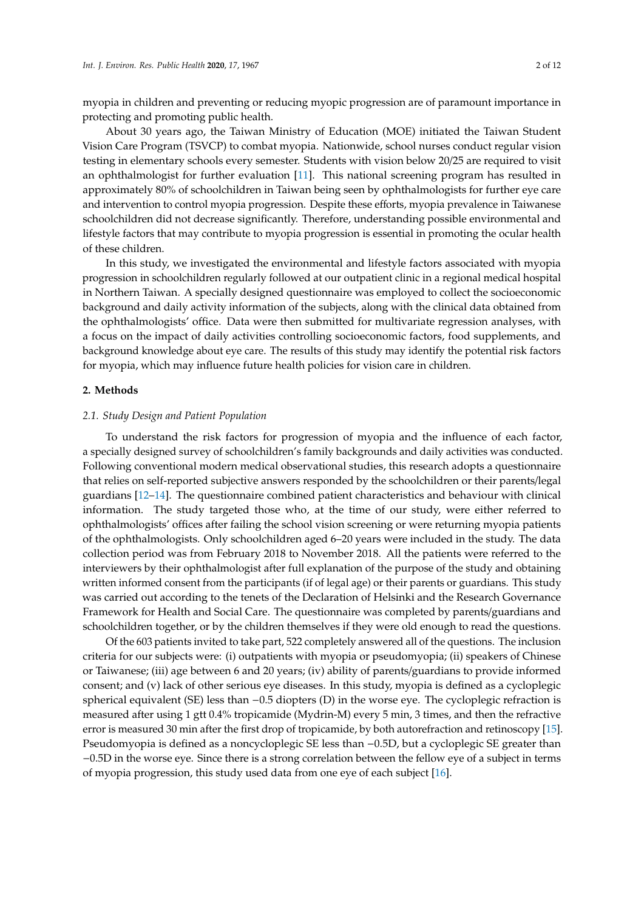myopia in children and preventing or reducing myopic progression are of paramount importance in protecting and promoting public health.

About 30 years ago, the Taiwan Ministry of Education (MOE) initiated the Taiwan Student Vision Care Program (TSVCP) to combat myopia. Nationwide, school nurses conduct regular vision testing in elementary schools every semester. Students with vision below 20/25 are required to visit an ophthalmologist for further evaluation [11]. This national screening program has resulted in approximately 80% of schoolchildren in Taiwan being seen by ophthalmologists for further eye care and intervention to control myopia progression. Despite these efforts, myopia prevalence in Taiwanese schoolchildren did not decrease significantly. Therefore, understanding possible environmental and lifestyle factors that may contribute to myopia progression is essential in promoting the ocular health of these children.

In this study, we investigated the environmental and lifestyle factors associated with myopia progression in schoolchildren regularly followed at our outpatient clinic in a regional medical hospital in Northern Taiwan. A specially designed questionnaire was employed to collect the socioeconomic background and daily activity information of the subjects, along with the clinical data obtained from the ophthalmologists' office. Data were then submitted for multivariate regression analyses, with a focus on the impact of daily activities controlling socioeconomic factors, food supplements, and background knowledge about eye care. The results of this study may identify the potential risk factors for myopia, which may influence future health policies for vision care in children.

## 2. Methods

### 2.1. Study Design and Patient Population

To understand the risk factors for progression of myopia and the influence of each factor, a specially designed survey of schoolchildren's family backgrounds and daily activities was conducted. Following conventional modern medical observational studies, this research adopts a questionnaire that relies on self-reported subjective answers responded by the schoolchildren or their parents/legal guardians [12–14]. The questionnaire combined patient characteristics and behaviour with clinical information. The study targeted those who, at the time of our study, were either referred to ophthalmologists' offices after failing the school vision screening or were returning myopia patients of the ophthalmologists. Only schoolchildren aged 6–20 years were included in the study. The data collection period was from February 2018 to November 2018. All the patients were referred to the interviewers by their ophthalmologist after full explanation of the purpose of the study and obtaining written informed consent from the participants (if of legal age) or their parents or guardians. This study was carried out according to the tenets of the Declaration of Helsinki and the Research Governance Framework for Health and Social Care. The questionnaire was completed by parents/guardians and schoolchildren together, or by the children themselves if they were old enough to read the questions.

Of the 603 patients invited to take part, 522 completely answered all of the questions. The inclusion criteria for our subjects were: (i) outpatients with myopia or pseudomyopia; (ii) speakers of Chinese or Taiwanese; (iii) age between 6 and 20 years; (iv) ability of parents/guardians to provide informed consent; and (v) lack of other serious eye diseases. In this study, myopia is defined as a cycloplegic spherical equivalent (SE) less than −0.5 diopters (D) in the worse eye. The cycloplegic refraction is measured after using 1 gtt 0.4% tropicamide (Mydrin-M) every 5 min, 3 times, and then the refractive error is measured 30 min after the first drop of tropicamide, by both autorefraction and retinoscopy [15]. Pseudomyopia is defined as a noncycloplegic SE less than −0.5D, but a cycloplegic SE greater than −0.5D in the worse eye. Since there is a strong correlation between the fellow eye of a subject in terms of myopia progression, this study used data from one eye of each subject [16].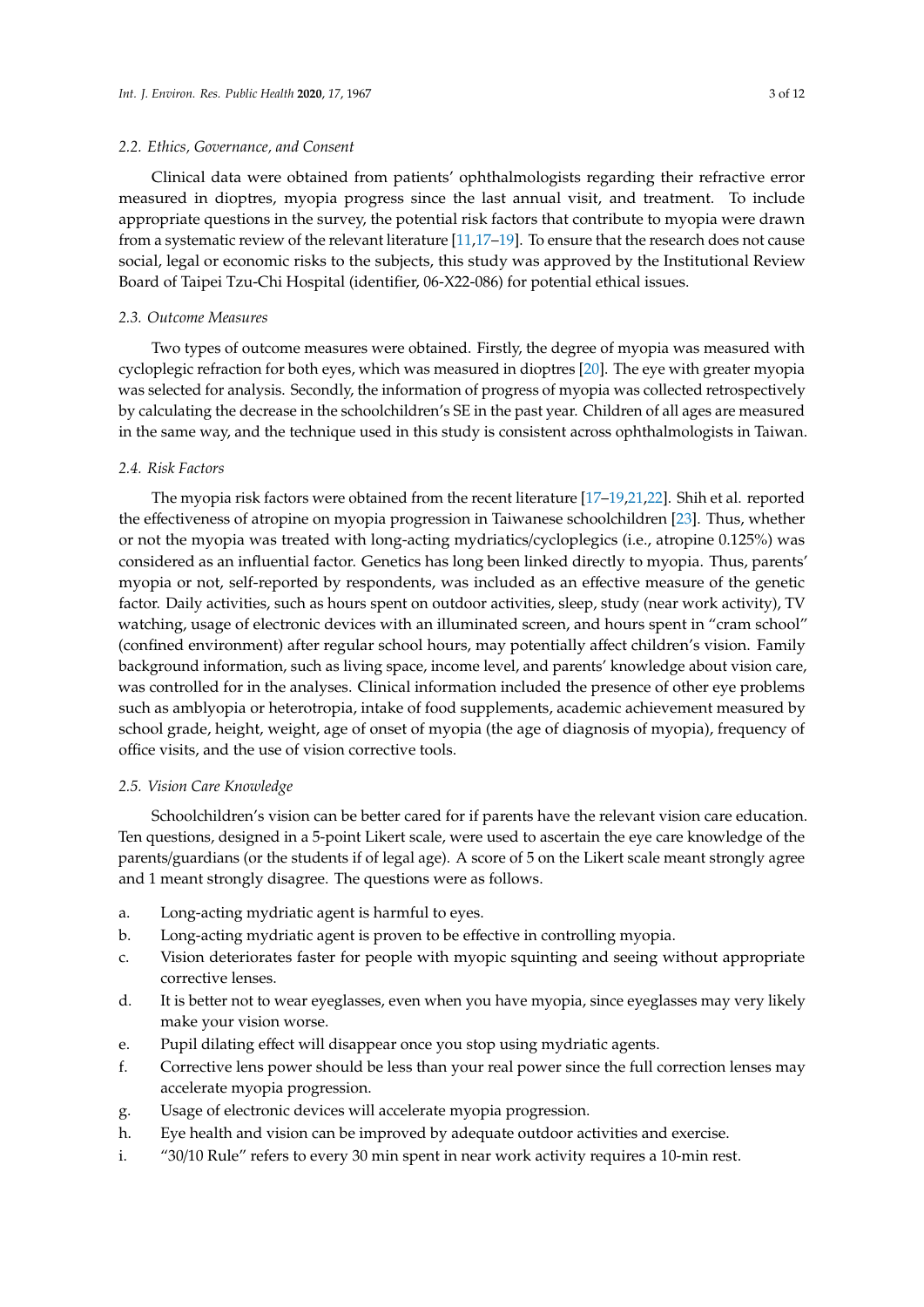### 2.2. Ethics, Governance, and Consent

Clinical data were obtained from patients' ophthalmologists regarding their refractive error measured in dioptres, myopia progress since the last annual visit, and treatment. To include appropriate questions in the survey, the potential risk factors that contribute to myopia were drawn from a systematic review of the relevant literature [11,17–19]. To ensure that the research does not cause social, legal or economic risks to the subjects, this study was approved by the Institutional Review Board of Taipei Tzu-Chi Hospital (identifier, 06-X22-086) for potential ethical issues.

### 2.3. Outcome Measures

Two types of outcome measures were obtained. Firstly, the degree of myopia was measured with cycloplegic refraction for both eyes, which was measured in dioptres [20]. The eye with greater myopia was selected for analysis. Secondly, the information of progress of myopia was collected retrospectively by calculating the decrease in the schoolchildren's SE in the past year. Children of all ages are measured in the same way, and the technique used in this study is consistent across ophthalmologists in Taiwan.

### 2.4. Risk Factors

The myopia risk factors were obtained from the recent literature [17–19,21,22]. Shih et al. reported the effectiveness of atropine on myopia progression in Taiwanese schoolchildren [23]. Thus, whether or not the myopia was treated with long-acting mydriatics/cycloplegics (i.e., atropine 0.125%) was considered as an influential factor. Genetics has long been linked directly to myopia. Thus, parents' myopia or not, self-reported by respondents, was included as an effective measure of the genetic factor. Daily activities, such as hours spent on outdoor activities, sleep, study (near work activity), TV watching, usage of electronic devices with an illuminated screen, and hours spent in "cram school" (confined environment) after regular school hours, may potentially affect children's vision. Family background information, such as living space, income level, and parents' knowledge about vision care, was controlled for in the analyses. Clinical information included the presence of other eye problems such as amblyopia or heterotropia, intake of food supplements, academic achievement measured by school grade, height, weight, age of onset of myopia (the age of diagnosis of myopia), frequency of office visits, and the use of vision corrective tools.

### 2.5. Vision Care Knowledge

Schoolchildren's vision can be better cared for if parents have the relevant vision care education. Ten questions, designed in a 5-point Likert scale, were used to ascertain the eye care knowledge of the parents/guardians (or the students if of legal age). A score of 5 on the Likert scale meant strongly agree and 1 meant strongly disagree. The questions were as follows.

a. Long-acting mydriatic agent is harmful to eyes.
b. Long-acting mydriatic agent is proven to be effective in controlling myopia.
c. Vision deteriorates faster for people with myopic squinting and seeing without appropriate corrective lenses.
d. It is better not to wear eyeglasses, even when you have myopia, since eyeglasses may very likely make your vision worse.
e. Pupil dilating effect will disappear once you stop using mydriatic agents.
f. Corrective lens power should be less than your real power since the full correction lenses may accelerate myopia progression.
g. Usage of electronic devices will accelerate myopia progression.
h. Eye health and vision can be improved by adequate outdoor activities and exercise.
i. "30/10 Rule" refers to every 30 min spent in near work activity requires a 10-min rest.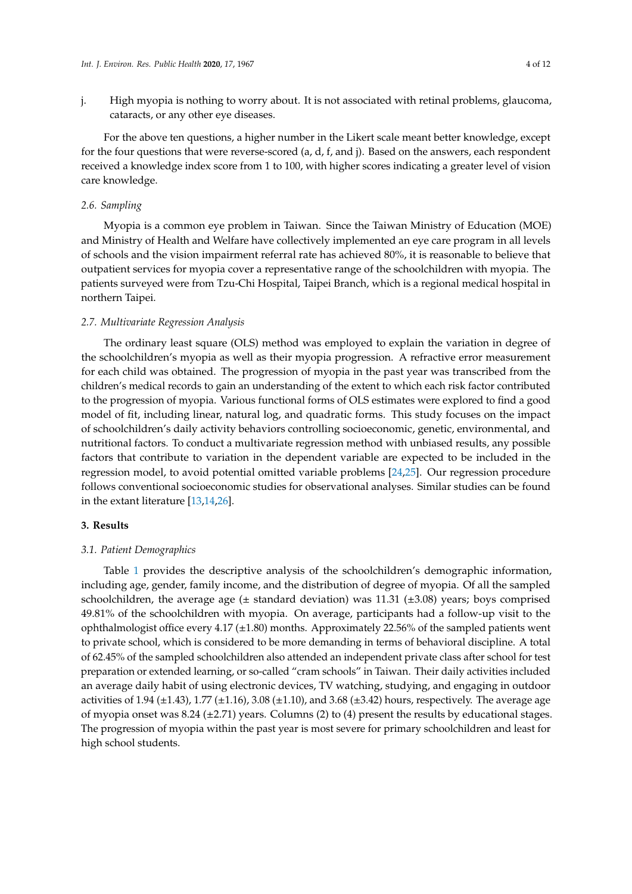j. High myopia is nothing to worry about. It is not associated with retinal problems, glaucoma, cataracts, or any other eye diseases.

For the above ten questions, a higher number in the Likert scale meant better knowledge, except for the four questions that were reverse-scored (a, d, f, and j). Based on the answers, each respondent received a knowledge index score from 1 to 100, with higher scores indicating a greater level of vision care knowledge.

### 2.6. Sampling

Myopia is a common eye problem in Taiwan. Since the Taiwan Ministry of Education (MOE) and Ministry of Health and Welfare have collectively implemented an eye care program in all levels of schools and the vision impairment referral rate has achieved 80%, it is reasonable to believe that outpatient services for myopia cover a representative range of the schoolchildren with myopia. The patients surveyed were from Tzu-Chi Hospital, Taipei Branch, which is a regional medical hospital in northern Taipei.

### 2.7. Multivariate Regression Analysis

The ordinary least square (OLS) method was employed to explain the variation in degree of the schoolchildren's myopia as well as their myopia progression. A refractive error measurement for each child was obtained. The progression of myopia in the past year was transcribed from the children's medical records to gain an understanding of the extent to which each risk factor contributed to the progression of myopia. Various functional forms of OLS estimates were explored to find a good model of fit, including linear, natural log, and quadratic forms. This study focuses on the impact of schoolchildren's daily activity behaviors controlling socioeconomic, genetic, environmental, and nutritional factors. To conduct a multivariate regression method with unbiased results, any possible factors that contribute to variation in the dependent variable are expected to be included in the regression model, to avoid potential omitted variable problems [24,25]. Our regression procedure follows conventional socioeconomic studies for observational analyses. Similar studies can be found in the extant literature [13,14,26].

## 3. Results

### 3.1. Patient Demographics

Table 1 provides the descriptive analysis of the schoolchildren's demographic information, including age, gender, family income, and the distribution of degree of myopia. Of all the sampled schoolchildren, the average age (± standard deviation) was 11.31 (±3.08) years; boys comprised 49.81% of the schoolchildren with myopia. On average, participants had a follow-up visit to the ophthalmologist office every 4.17 (±1.80) months. Approximately 22.56% of the sampled patients went to private school, which is considered to be more demanding in terms of behavioral discipline. A total of 62.45% of the sampled schoolchildren also attended an independent private class after school for test preparation or extended learning, or so-called "cram schools" in Taiwan. Their daily activities included an average daily habit of using electronic devices, TV watching, studying, and engaging in outdoor activities of 1.94 (±1.43), 1.77 (±1.16), 3.08 (±1.10), and 3.68 (±3.42) hours, respectively. The average age of myopia onset was 8.24 (±2.71) years. Columns (2) to (4) present the results by educational stages. The progression of myopia within the past year is most severe for primary schoolchildren and least for high school students.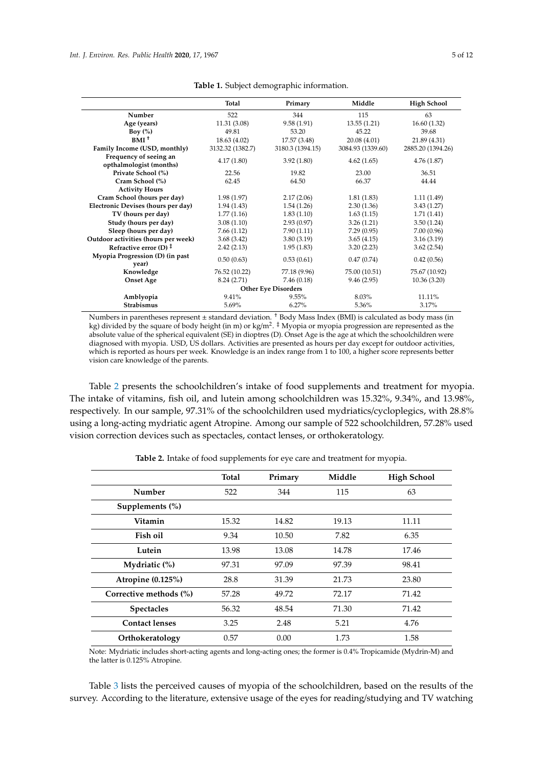**Table 1.** Subject demographic information.

| | Total | Primary | Middle | High School |
|---|---|---|---|---|
| Number | 522 | 344 | 115 | 63 |
| Age (years) | 11.31 (3.08) | 9.58 (1.91) | 13.55 (1.21) | 16.60 (1.32) |
| Boy (%) | 49.81 | 53.20 | 45.22 | 39.68 |
| BMI † | 18.63 (4.02) | 17.57 (3.48) | 20.08 (4.01) | 21.89 (4.31) |
| Family Income (USD, monthly) | 3132.32 (1382.7) | 3180.3 (1394.15) | 3084.93 (1339.60) | 2885.20 (1394.26) |
| Frequency of seeing an opthalmologist (months) | 4.17 (1.80) | 3.92 (1.80) | 4.62 (1.65) | 4.76 (1.87) |
| Private School (%) | 22.56 | 19.82 | 23.00 | 36.51 |
| Cram School (%) | 62.45 | 64.50 | 66.37 | 44.44 |
| **Activity Hours** | | | | |
| Cram School (hours per day) | 1.98 (1.97) | 2.17 (2.06) | 1.81 (1.83) | 1.11 (1.49) |
| Electronic Devises (hours per day) | 1.94 (1.43) | 1.54 (1.26) | 2.30 (1.36) | 3.43 (1.27) |
| TV (hours per day) | 1.77 (1.16) | 1.83 (1.10) | 1.63 (1.15) | 1.71 (1.41) |
| Study (hours per day) | 3.08 (1.10) | 2.93 (0.97) | 3.26 (1.21) | 3.50 (1.24) |
| Sleep (hours per day) | 7.66 (1.12) | 7.90 (1.11) | 7.29 (0.95) | 7.00 (0.96) |
| Outdoor activities (hours per week) | 3.68 (3.42) | 3.80 (3.19) | 3.65 (4.15) | 3.16 (3.19) |
| Refractive error (D) ‡ | 2.42 (2.13) | 1.95 (1.83) | 3.20 (2.23) | 3.62 (2.54) |
| Myopia Progression (D) (in past year) | 0.50 (0.63) | 0.53 (0.61) | 0.47 (0.74) | 0.42 (0.56) |
| Knowledge | 76.52 (10.22) | 77.18 (9.96) | 75.00 (10.51) | 75.67 (10.92) |
| Onset Age | 8.24 (2.71) | 7.46 (0.18) | 9.46 (2.95) | 10.36 (3.20) |
| **Other Eye Disorders** | | | | |
| Amblyopia | 9.41% | 9.55% | 8.03% | 11.11% |
| Strabismus | 5.69% | 6.27% | 5.36% | 3.17% |

Numbers in parentheses represent ± standard deviation. † Body Mass Index (BMI) is calculated as body mass (in kg) divided by the square of body height (in m) or kg/m$^2$. ‡ Myopia or myopia progression are represented as the absolute value of the spherical equivalent (SE) in dioptres (D). Onset Age is the age at which the schoolchildren were diagnosed with myopia. USD, US dollars. Activities are presented as hours per day except for outdoor activities, which is reported as hours per week. Knowledge is an index range from 1 to 100, a higher score represents better vision care knowledge of the parents.

Table 2 presents the schoolchildren's intake of food supplements and treatment for myopia. The intake of vitamins, fish oil, and lutein among schoolchildren was 15.32%, 9.34%, and 13.98%, respectively. In our sample, 97.31% of the schoolchildren used mydriatics/cycloplegics, with 28.8% using a long-acting mydriatic agent Atropine. Among our sample of 522 schoolchildren, 57.28% used vision correction devices such as spectacles, contact lenses, or orthokeratology.

**Table 2.** Intake of food supplements for eye care and treatment for myopia.

| | Total | Primary | Middle | High School |
|---|---|---|---|---|
| Number | 522 | 344 | 115 | 63 |
| Supplements (%) | | | | |
| Vitamin | 15.32 | 14.82 | 19.13 | 11.11 |
| Fish oil | 9.34 | 10.50 | 7.82 | 6.35 |
| Lutein | 13.98 | 13.08 | 14.78 | 17.46 |
| Mydriatic (%) | 97.31 | 97.09 | 97.39 | 98.41 |
| Atropine (0.125%) | 28.8 | 31.39 | 21.73 | 23.80 |
| Corrective methods (%) | 57.28 | 49.72 | 72.17 | 71.42 |
| Spectacles | 56.32 | 48.54 | 71.30 | 71.42 |
| Contact lenses | 3.25 | 2.48 | 5.21 | 4.76 |
| Orthokeratology | 0.57 | 0.00 | 1.73 | 1.58 |

Note: Mydriatic includes short-acting agents and long-acting ones; the former is 0.4% Tropicamide (Mydrin-M) and the latter is 0.125% Atropine.

Table 3 lists the perceived causes of myopia of the schoolchildren, based on the results of the survey. According to the literature, extensive usage of the eyes for reading/studying and TV watching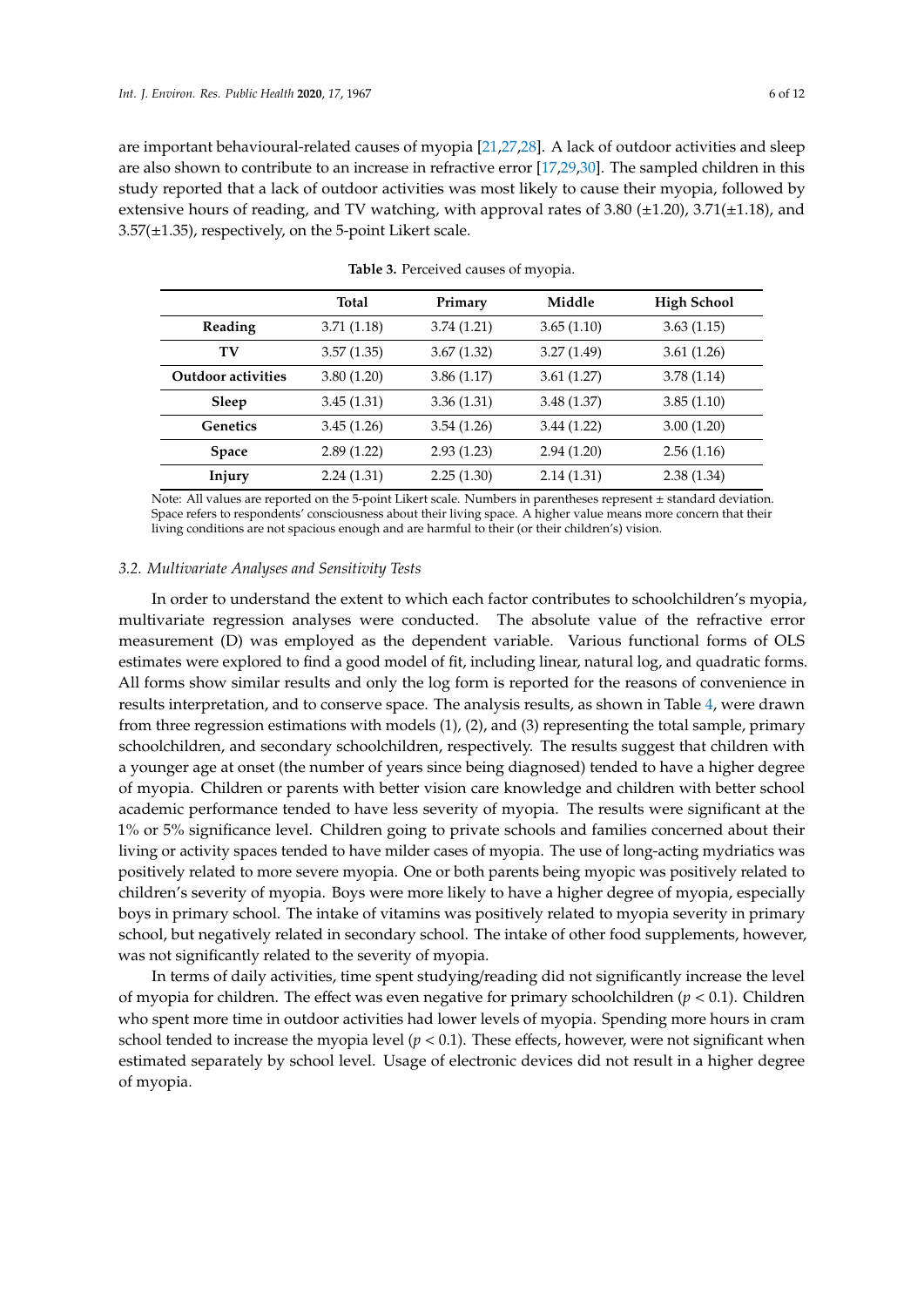are important behavioural-related causes of myopia [21,27,28]. A lack of outdoor activities and sleep are also shown to contribute to an increase in refractive error [17,29,30]. The sampled children in this study reported that a lack of outdoor activities was most likely to cause their myopia, followed by extensive hours of reading, and TV watching, with approval rates of 3.80 (±1.20), 3.71(±1.18), and 3.57(±1.35), respectively, on the 5-point Likert scale.

**Table 3.** Perceived causes of myopia.

| | Total | Primary | Middle | High School |
|---|---|---|---|---|
| **Reading** | 3.71 (1.18) | 3.74 (1.21) | 3.65 (1.10) | 3.63 (1.15) |
| **TV** | 3.57 (1.35) | 3.67 (1.32) | 3.27 (1.49) | 3.61 (1.26) |
| **Outdoor activities** | 3.80 (1.20) | 3.86 (1.17) | 3.61 (1.27) | 3.78 (1.14) |
| **Sleep** | 3.45 (1.31) | 3.36 (1.31) | 3.48 (1.37) | 3.85 (1.10) |
| **Genetics** | 3.45 (1.26) | 3.54 (1.26) | 3.44 (1.22) | 3.00 (1.20) |
| **Space** | 2.89 (1.22) | 2.93 (1.23) | 2.94 (1.20) | 2.56 (1.16) |
| **Injury** | 2.24 (1.31) | 2.25 (1.30) | 2.14 (1.31) | 2.38 (1.34) |

Note: All values are reported on the 5-point Likert scale. Numbers in parentheses represent ± standard deviation. Space refers to respondents' consciousness about their living space. A higher value means more concern that their living conditions are not spacious enough and are harmful to their (or their children's) vision.

### 3.2. Multivariate Analyses and Sensitivity Tests

In order to understand the extent to which each factor contributes to schoolchildren's myopia, multivariate regression analyses were conducted. The absolute value of the refractive error measurement (D) was employed as the dependent variable. Various functional forms of OLS estimates were explored to find a good model of fit, including linear, natural log, and quadratic forms. All forms show similar results and only the log form is reported for the reasons of convenience in results interpretation, and to conserve space. The analysis results, as shown in Table 4, were drawn from three regression estimations with models (1), (2), and (3) representing the total sample, primary schoolchildren, and secondary schoolchildren, respectively. The results suggest that children with a younger age at onset (the number of years since being diagnosed) tended to have a higher degree of myopia. Children or parents with better vision care knowledge and children with better school academic performance tended to have less severity of myopia. The results were significant at the 1% or 5% significance level. Children going to private schools and families concerned about their living or activity spaces tended to have milder cases of myopia. The use of long-acting mydriatics was positively related to more severe myopia. One or both parents being myopic was positively related to children's severity of myopia. Boys were more likely to have a higher degree of myopia, especially boys in primary school. The intake of vitamins was positively related to myopia severity in primary school, but negatively related in secondary school. The intake of other food supplements, however, was not significantly related to the severity of myopia.

In terms of daily activities, time spent studying/reading did not significantly increase the level of myopia for children. The effect was even negative for primary schoolchildren ($p < 0.1$). Children who spent more time in outdoor activities had lower levels of myopia. Spending more hours in cram school tended to increase the myopia level ($p < 0.1$). These effects, however, were not significant when estimated separately by school level. Usage of electronic devices did not result in a higher degree of myopia.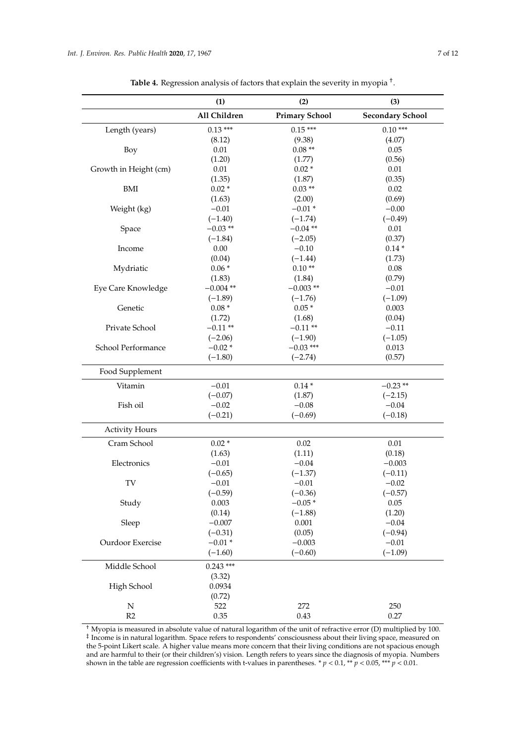**Table 4.** Regression analysis of factors that explain the severity in myopia †.

| | (1) | (2) | (3) |
|---|---|---|---|
| | **All Children** | **Primary School** | **Secondary School** |
| Length (years) | 0.13 *** | 0.15 *** | 0.10 *** |
| | (8.12) | (9.38) | (4.07) |
| Boy | 0.01 | 0.08 ** | 0.05 |
| | (1.20) | (1.77) | (0.56) |
| Growth in Height (cm) | 0.01 | 0.02 * | 0.01 |
| | (1.35) | (1.87) | (0.35) |
| BMI | 0.02 * | 0.03 ** | 0.02 |
| | (1.63) | (2.00) | (0.69) |
| Weight (kg) | −0.01 | −0.01 * | −0.00 |
| | (−1.40) | (−1.74) | (−0.49) |
| Space | −0.03 ** | −0.04 ** | 0.01 |
| | (−1.84) | (−2.05) | (0.37) |
| Income | 0.00 | −0.10 | 0.14 * |
| | (0.04) | (−1.44) | (1.73) |
| Mydriatic | 0.06 * | 0.10 ** | 0.08 |
| | (1.83) | (1.84) | (0.79) |
| Eye Care Knowledge | −0.004 ** | −0.003 ** | −0.01 |
| | (−1.89) | (−1.76) | (−1.09) |
| Genetic | 0.08 * | 0.05 * | 0.003 |
| | (1.72) | (1.68) | (0.04) |
| Private School | −0.11 ** | −0.11 ** | −0.11 |
| | (−2.06) | (−1.90) | (−1.05) |
| School Performance | −0.02 * | −0.03 *** | 0.013 |
| | (−1.80) | (−2.74) | (0.57) |
| Food Supplement | | | |
| Vitamin | −0.01 | 0.14 * | −0.23 ** |
| | (−0.07) | (1.87) | (−2.15) |
| Fish oil | −0.02 | −0.08 | −0.04 |
| | (−0.21) | (−0.69) | (−0.18) |
| Activity Hours | | | |
| Cram School | 0.02 * | 0.02 | 0.01 |
| | (1.63) | (1.11) | (0.18) |
| Electronics | −0.01 | −0.04 | −0.003 |
| | (−0.65) | (−1.37) | (−0.11) |
| TV | −0.01 | −0.01 | −0.02 |
| | (−0.59) | (−0.36) | (−0.57) |
| Study | 0.003 | −0.05 * | 0.05 |
| | (0.14) | (−1.88) | (1.20) |
| Sleep | −0.007 | 0.001 | −0.04 |
| | (−0.31) | (0.05) | (−0.94) |
| Ourdoor Exercise | −0.01 * | −0.003 | −0.01 |
| | (−1.60) | (−0.60) | (−1.09) |
| Middle School | 0.243 *** | | |
| | (3.32) | | |
| High School | 0.0934 | | |
| | (0.72) | | |
| N | 522 | 272 | 250 |
| R2 | 0.35 | 0.43 | 0.27 |

† Myopia is measured in absolute value of natural logarithm of the unit of refractive error (D) multiplied by 100. ‡ Income is in natural logarithm. Space refers to respondents' consciousness about their living space, measured on the 5-point Likert scale. A higher value means more concern that their living conditions are not spacious enough and are harmful to their (or their children's) vision. Length refers to years since the diagnosis of myopia. Numbers shown in the table are regression coefficients with t-values in parentheses. * $p < 0.1$, ** $p < 0.05$, *** $p < 0.01$.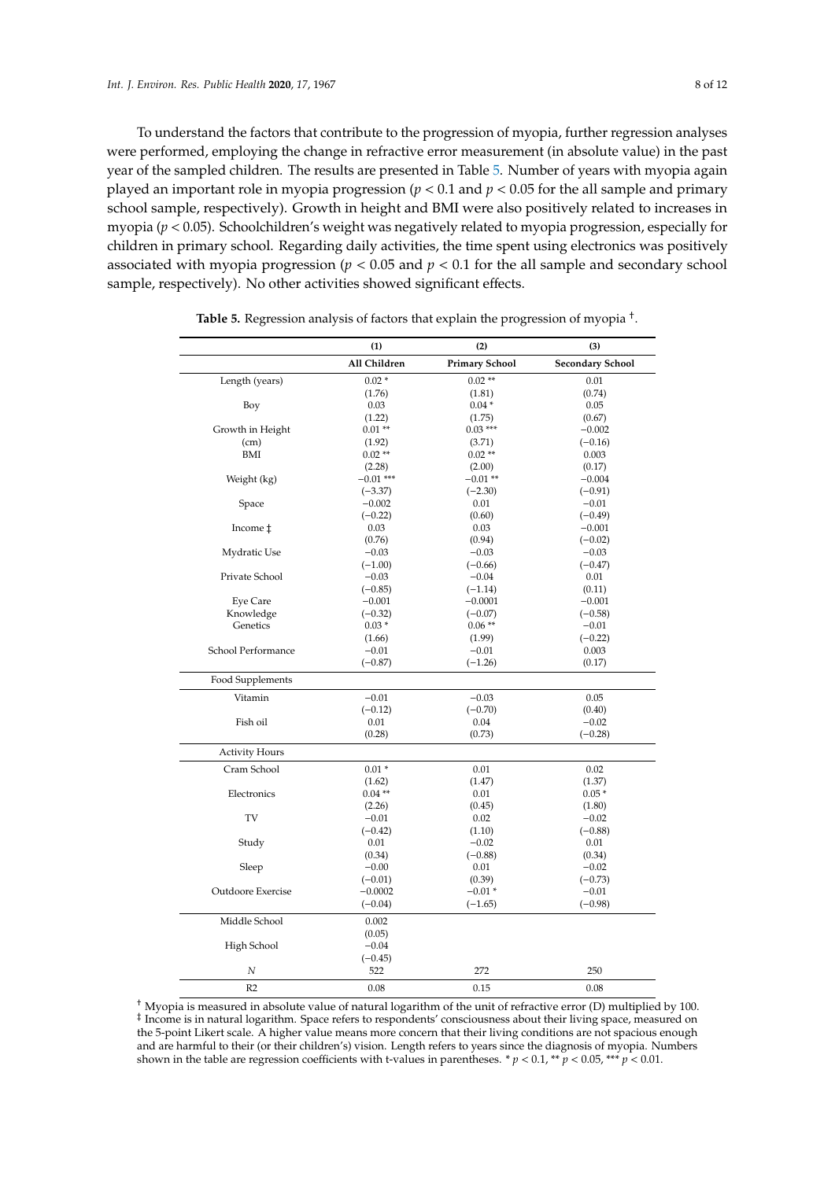To understand the factors that contribute to the progression of myopia, further regression analyses were performed, employing the change in refractive error measurement (in absolute value) in the past year of the sampled children. The results are presented in Table 5. Number of years with myopia again played an important role in myopia progression ($p < 0.1$ and $p < 0.05$ for the all sample and primary school sample, respectively). Growth in height and BMI were also positively related to increases in myopia ($p < 0.05$). Schoolchildren's weight was negatively related to myopia progression, especially for children in primary school. Regarding daily activities, the time spent using electronics was positively associated with myopia progression ($p < 0.05$ and $p < 0.1$ for the all sample and secondary school sample, respectively). No other activities showed significant effects.

**Table 5.** Regression analysis of factors that explain the progression of myopia [†].

| | (1) | (2) | (3) |
|---|---|---|---|
| | **All Children** | **Primary School** | **Secondary School** |
| Length (years) | 0.02 * | 0.02 ** | 0.01 |
| | (1.76) | (1.81) | (0.74) |
| Boy | 0.03 | 0.04 * | 0.05 |
| | (1.22) | (1.75) | (0.67) |
| Growth in Height (cm) | 0.01 ** | 0.03 *** | −0.002 |
| | (1.92) | (3.71) | (−0.16) |
| BMI | 0.02 ** | 0.02 ** | 0.003 |
| | (2.28) | (2.00) | (0.17) |
| Weight (kg) | −0.01 *** | −0.01 ** | −0.004 |
| | (−3.37) | (−2.30) | (−0.91) |
| Space | −0.002 | 0.01 | −0.01 |
| | (−0.22) | (0.60) | (−0.49) |
| Income ‡ | 0.03 | 0.03 | −0.001 |
| | (0.76) | (0.94) | (−0.02) |
| Mydratic Use | −0.03 | −0.03 | −0.03 |
| | (−1.00) | (−0.66) | (−0.47) |
| Private School | −0.03 | −0.04 | 0.01 |
| | (−0.85) | (−1.14) | (0.11) |
| Eye Care | −0.001 | −0.0001 | −0.001 |
| Knowledge | (−0.32) | (−0.07) | (−0.58) |
| Genetics | 0.03 * | 0.06 ** | −0.01 |
| | (1.66) | (1.99) | (−0.22) |
| School Performance | −0.01 | −0.01 | 0.003 |
| | (−0.87) | (−1.26) | (0.17) |
| Food Supplements | | | |
| Vitamin | −0.01 | −0.03 | 0.05 |
| | (−0.12) | (−0.70) | (0.40) |
| Fish oil | 0.01 | 0.04 | −0.02 |
| | (0.28) | (0.73) | (−0.28) |
| Activity Hours | | | |
| Cram School | 0.01 * | 0.01 | 0.02 |
| | (1.62) | (1.47) | (1.37) |
| Electronics | 0.04 ** | 0.01 | 0.05 * |
| | (2.26) | (0.45) | (1.80) |
| TV | −0.01 | 0.02 | −0.02 |
| | (−0.42) | (1.10) | (−0.88) |
| Study | 0.01 | −0.02 | 0.01 |
| | (0.34) | (−0.88) | (0.34) |
| Sleep | −0.00 | 0.01 | −0.02 |
| | (−0.01) | (0.39) | (−0.73) |
| Outdoore Exercise | −0.0002 | −0.01 * | −0.01 |
| | (−0.04) | (−1.65) | (−0.98) |
| Middle School | 0.002 | | |
| | (0.05) | | |
| High School | −0.04 | | |
| | (−0.45) | | |
| $N$ | 522 | 272 | 250 |
| R2 | 0.08 | 0.15 | 0.08 |

[†] Myopia is measured in absolute value of natural logarithm of the unit of refractive error (D) multiplied by 100. [‡] Income is in natural logarithm. Space refers to respondents' consciousness about their living space, measured on the 5-point Likert scale. A higher value means more concern that their living conditions are not spacious enough and are harmful to their (or their children's) vision. Length refers to years since the diagnosis of myopia. Numbers shown in the table are regression coefficients with t-values in parentheses. * $p < 0.1$, ** $p < 0.05$, *** $p < 0.01$.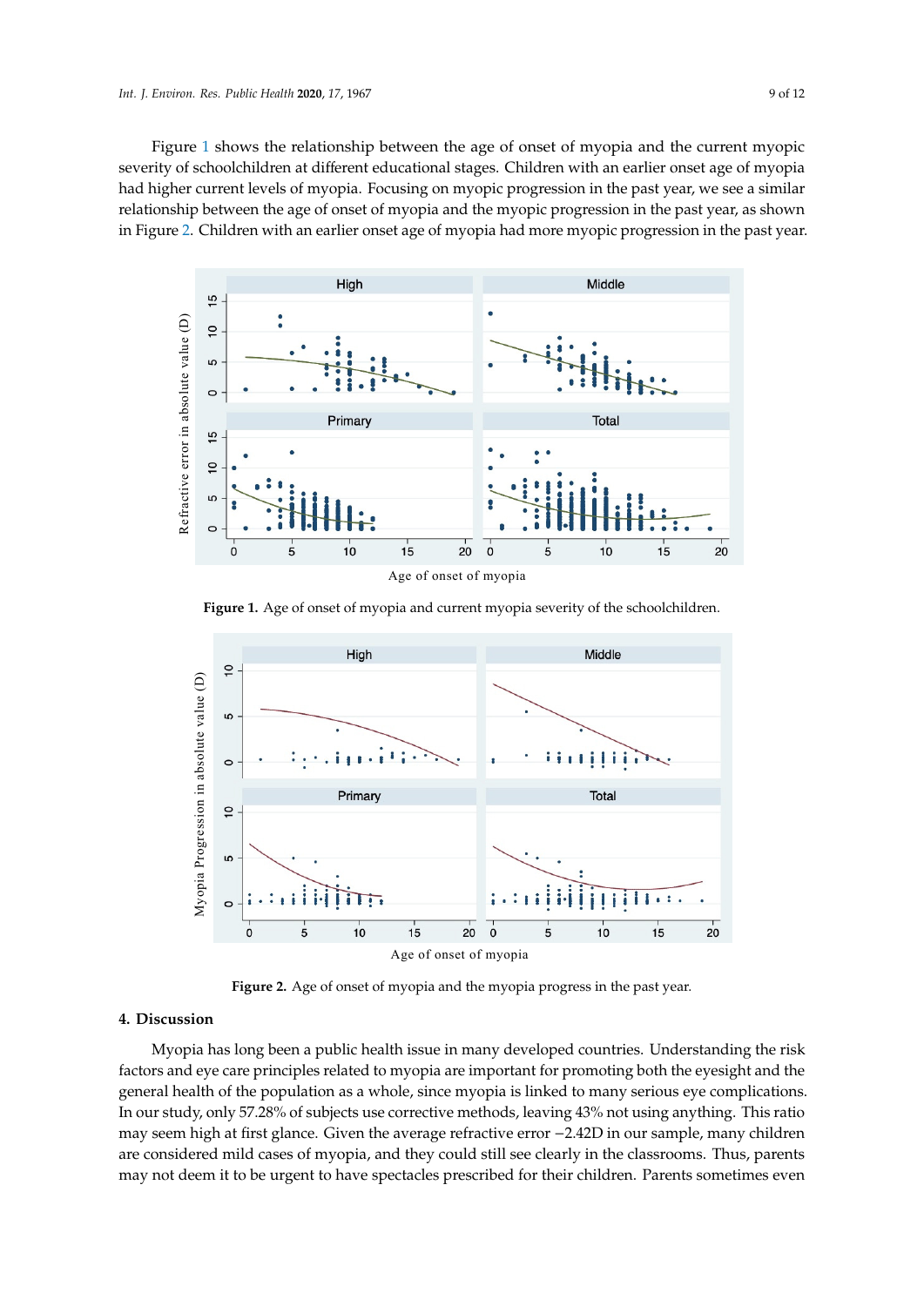Figure 1 shows the relationship between the age of onset of myopia and the current myopic severity of schoolchildren at different educational stages. Children with an earlier onset age of myopia had higher current levels of myopia. Focusing on myopic progression in the past year, we see a similar relationship between the age of onset of myopia and the myopic progression in the past year, as shown in Figure 2. Children with an earlier onset age of myopia had more myopic progression in the past year.

**Figure 1.** Age of onset of myopia and current myopia severity of the schoolchildren.

**Figure 2.** Age of onset of myopia and the myopia progress in the past year.

## 4. Discussion

Myopia has long been a public health issue in many developed countries. Understanding the risk factors and eye care principles related to myopia are important for promoting both the eyesight and the general health of the population as a whole, since myopia is linked to many serious eye complications. In our study, only 57.28% of subjects use corrective methods, leaving 43% not using anything. This ratio may seem high at first glance. Given the average refractive error −2.42D in our sample, many children are considered mild cases of myopia, and they could still see clearly in the classrooms. Thus, parents may not deem it to be urgent to have spectacles prescribed for their children. Parents sometimes even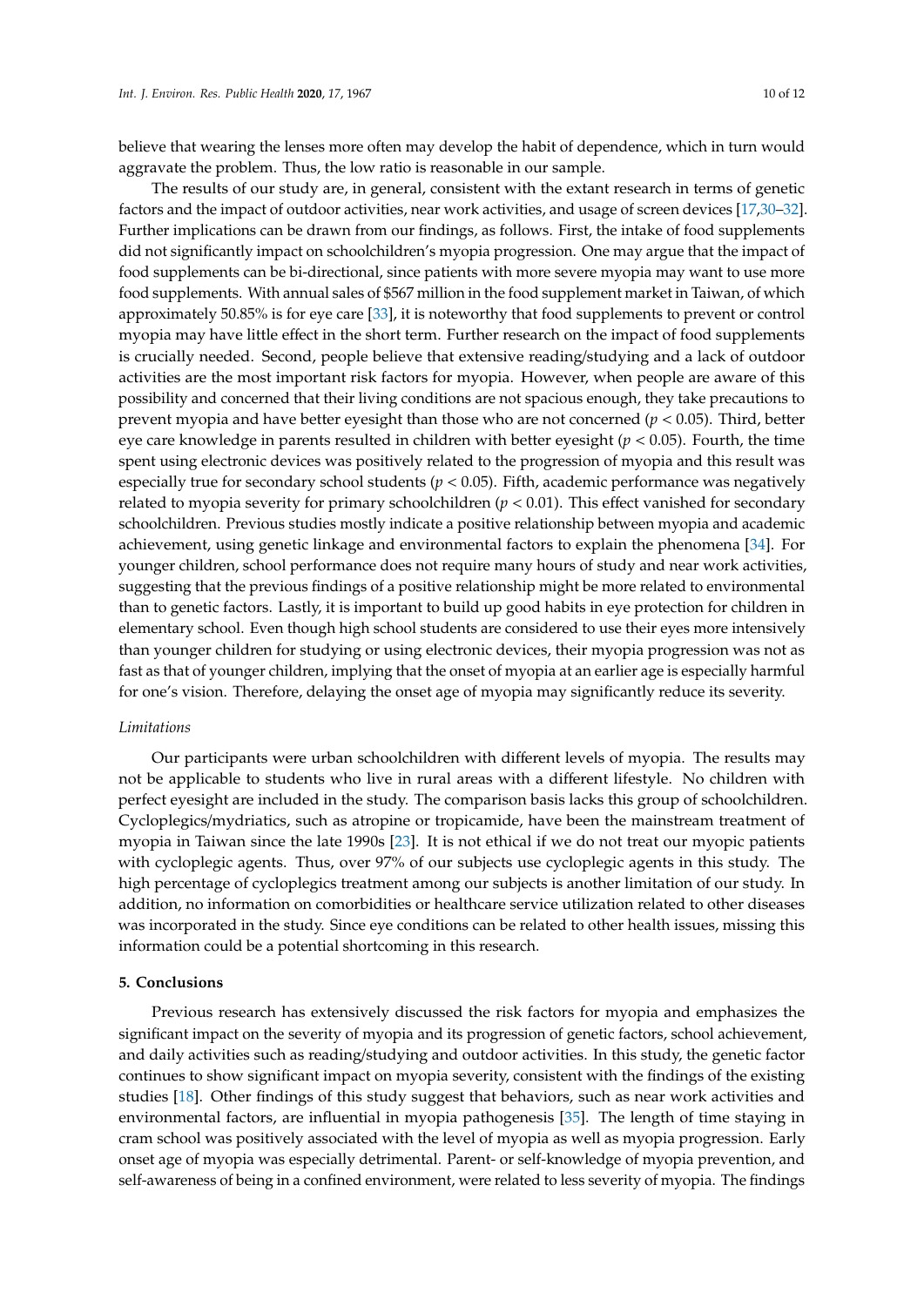believe that wearing the lenses more often may develop the habit of dependence, which in turn would aggravate the problem. Thus, the low ratio is reasonable in our sample.

The results of our study are, in general, consistent with the extant research in terms of genetic factors and the impact of outdoor activities, near work activities, and usage of screen devices [17,30–32]. Further implications can be drawn from our findings, as follows. First, the intake of food supplements did not significantly impact on schoolchildren's myopia progression. One may argue that the impact of food supplements can be bi-directional, since patients with more severe myopia may want to use more food supplements. With annual sales of $567 million in the food supplement market in Taiwan, of which approximately 50.85% is for eye care [33], it is noteworthy that food supplements to prevent or control myopia may have little effect in the short term. Further research on the impact of food supplements is crucially needed. Second, people believe that extensive reading/studying and a lack of outdoor activities are the most important risk factors for myopia. However, when people are aware of this possibility and concerned that their living conditions are not spacious enough, they take precautions to prevent myopia and have better eyesight than those who are not concerned ($p < 0.05$). Third, better eye care knowledge in parents resulted in children with better eyesight ($p < 0.05$). Fourth, the time spent using electronic devices was positively related to the progression of myopia and this result was especially true for secondary school students ($p < 0.05$). Fifth, academic performance was negatively related to myopia severity for primary schoolchildren ($p < 0.01$). This effect vanished for secondary schoolchildren. Previous studies mostly indicate a positive relationship between myopia and academic achievement, using genetic linkage and environmental factors to explain the phenomena [34]. For younger children, school performance does not require many hours of study and near work activities, suggesting that the previous findings of a positive relationship might be more related to environmental than to genetic factors. Lastly, it is important to build up good habits in eye protection for children in elementary school. Even though high school students are considered to use their eyes more intensively than younger children for studying or using electronic devices, their myopia progression was not as fast as that of younger children, implying that the onset of myopia at an earlier age is especially harmful for one's vision. Therefore, delaying the onset age of myopia may significantly reduce its severity.

*Limitations*

Our participants were urban schoolchildren with different levels of myopia. The results may not be applicable to students who live in rural areas with a different lifestyle. No children with perfect eyesight are included in the study. The comparison basis lacks this group of schoolchildren. Cycloplegics/mydriatics, such as atropine or tropicamide, have been the mainstream treatment of myopia in Taiwan since the late 1990s [23]. It is not ethical if we do not treat our myopic patients with cycloplegic agents. Thus, over 97% of our subjects use cycloplegic agents in this study. The high percentage of cycloplegics treatment among our subjects is another limitation of our study. In addition, no information on comorbidities or healthcare service utilization related to other diseases was incorporated in the study. Since eye conditions can be related to other health issues, missing this information could be a potential shortcoming in this research.

## 5. Conclusions

Previous research has extensively discussed the risk factors for myopia and emphasizes the significant impact on the severity of myopia and its progression of genetic factors, school achievement, and daily activities such as reading/studying and outdoor activities. In this study, the genetic factor continues to show significant impact on myopia severity, consistent with the findings of the existing studies [18]. Other findings of this study suggest that behaviors, such as near work activities and environmental factors, are influential in myopia pathogenesis [35]. The length of time staying in cram school was positively associated with the level of myopia as well as myopia progression. Early onset age of myopia was especially detrimental. Parent- or self-knowledge of myopia prevention, and self-awareness of being in a confined environment, were related to less severity of myopia. The findings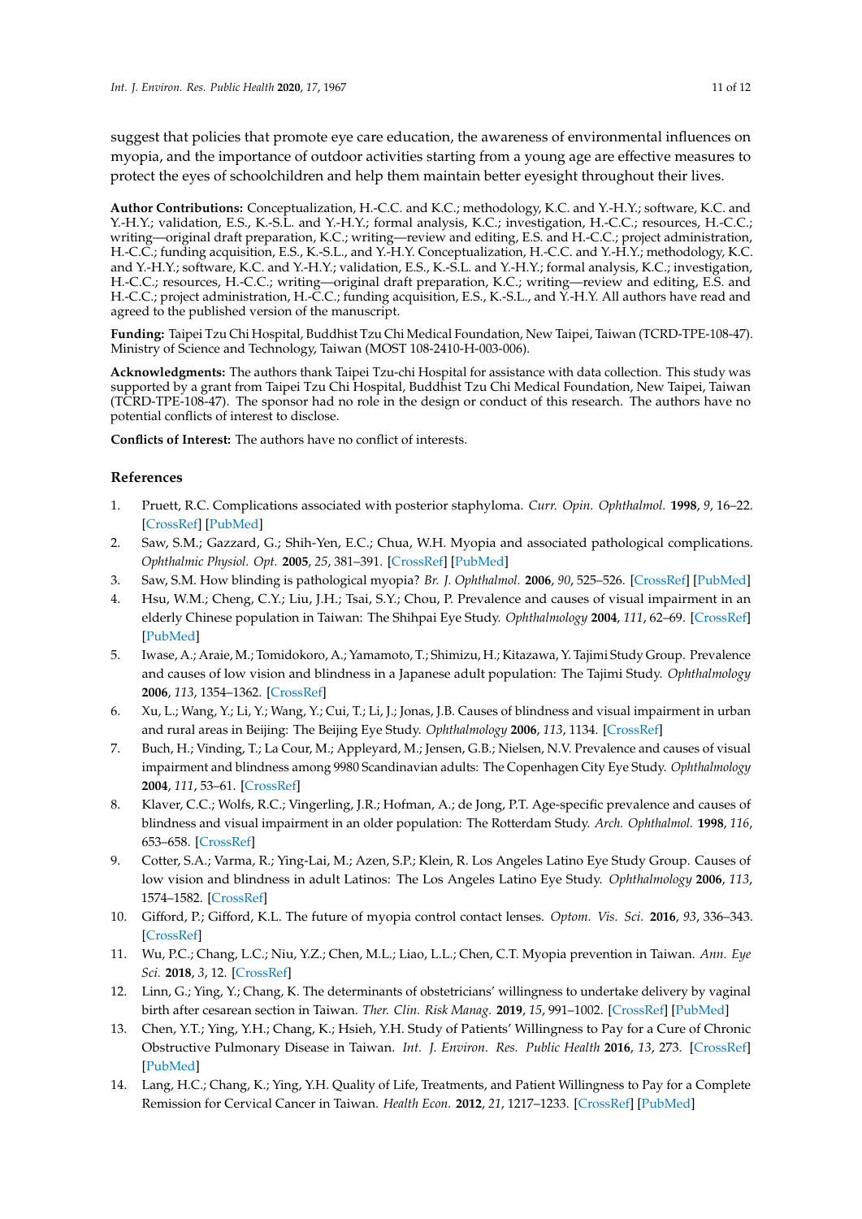suggest that policies that promote eye care education, the awareness of environmental influences on myopia, and the importance of outdoor activities starting from a young age are effective measures to protect the eyes of schoolchildren and help them maintain better eyesight throughout their lives.

**Author Contributions:** Conceptualization, H.-C.C. and K.C.; methodology, K.C. and Y.-H.Y.; software, K.C. and Y.-H.Y.; validation, E.S., K.-S.L. and Y.-H.Y.; formal analysis, K.C.; investigation, H.-C.C.; resources, H.-C.C.; writing—original draft preparation, K.C.; writing—review and editing, E.S. and H.-C.C.; project administration, H.-C.C.; funding acquisition, E.S., K.-S.L., and Y.-H.Y. Conceptualization, H.-C.C. and Y.-H.Y.; methodology, K.C. and Y.-H.Y.; software, K.C. and Y.-H.Y.; validation, E.S., K.-S.L. and Y.-H.Y.; formal analysis, K.C.; investigation, H.-C.C.; resources, H.-C.C.; writing—original draft preparation, K.C.; writing—review and editing, E.S. and H.-C.C.; project administration, H.-C.C.; funding acquisition, E.S., K.-S.L., and Y.-H.Y. All authors have read and agreed to the published version of the manuscript.

**Funding:** Taipei Tzu Chi Hospital, Buddhist Tzu Chi Medical Foundation, New Taipei, Taiwan (TCRD-TPE-108-47). Ministry of Science and Technology, Taiwan (MOST 108-2410-H-003-006).

**Acknowledgments:** The authors thank Taipei Tzu-chi Hospital for assistance with data collection. This study was supported by a grant from Taipei Tzu Chi Hospital, Buddhist Tzu Chi Medical Foundation, New Taipei, Taiwan (TCRD-TPE-108-47). The sponsor had no role in the design or conduct of this research. The authors have no potential conflicts of interest to disclose.

**Conflicts of Interest:** The authors have no conflict of interests.

## References

1. Pruett, R.C. Complications associated with posterior staphyloma. *Curr. Opin. Ophthalmol.* **1998**, *9*, 16–22. [CrossRef] [PubMed]
2. Saw, S.M.; Gazzard, G.; Shih-Yen, E.C.; Chua, W.H. Myopia and associated pathological complications. *Ophthalmic Physiol. Opt.* **2005**, *25*, 381–391. [CrossRef] [PubMed]
3. Saw, S.M. How blinding is pathological myopia? *Br. J. Ophthalmol.* **2006**, *90*, 525–526. [CrossRef] [PubMed]
4. Hsu, W.M.; Cheng, C.Y.; Liu, J.H.; Tsai, S.Y.; Chou, P. Prevalence and causes of visual impairment in an elderly Chinese population in Taiwan: The Shihpai Eye Study. *Ophthalmology* **2004**, *111*, 62–69. [CrossRef] [PubMed]
5. Iwase, A.; Araie, M.; Tomidokoro, A.; Yamamoto, T.; Shimizu, H.; Kitazawa, Y. Tajimi Study Group. Prevalence and causes of low vision and blindness in a Japanese adult population: The Tajimi Study. *Ophthalmology* **2006**, *113*, 1354–1362. [CrossRef]
6. Xu, L.; Wang, Y.; Li, Y.; Wang, Y.; Cui, T.; Li, J.; Jonas, J.B. Causes of blindness and visual impairment in urban and rural areas in Beijing: The Beijing Eye Study. *Ophthalmology* **2006**, *113*, 1134. [CrossRef]
7. Buch, H.; Vinding, T.; La Cour, M.; Appleyard, M.; Jensen, G.B.; Nielsen, N.V. Prevalence and causes of visual impairment and blindness among 9980 Scandinavian adults: The Copenhagen City Eye Study. *Ophthalmology* **2004**, *111*, 53–61. [CrossRef]
8. Klaver, C.C.; Wolfs, R.C.; Vingerling, J.R.; Hofman, A.; de Jong, P.T. Age-specific prevalence and causes of blindness and visual impairment in an older population: The Rotterdam Study. *Arch. Ophthalmol.* **1998**, *116*, 653–658. [CrossRef]
9. Cotter, S.A.; Varma, R.; Ying-Lai, M.; Azen, S.P.; Klein, R. Los Angeles Latino Eye Study Group. Causes of low vision and blindness in adult Latinos: The Los Angeles Latino Eye Study. *Ophthalmology* **2006**, *113*, 1574–1582. [CrossRef]
10. Gifford, P.; Gifford, K.L. The future of myopia control contact lenses. *Optom. Vis. Sci.* **2016**, *93*, 336–343. [CrossRef]
11. Wu, P.C.; Chang, L.C.; Niu, Y.Z.; Chen, M.L.; Liao, L.L.; Chen, C.T. Myopia prevention in Taiwan. *Ann. Eye Sci.* **2018**, *3*, 12. [CrossRef]
12. Linn, G.; Ying, Y.; Chang, K. The determinants of obstetricians' willingness to undertake delivery by vaginal birth after cesarean section in Taiwan. *Ther. Clin. Risk Manag.* **2019**, *15*, 991–1002. [CrossRef] [PubMed]
13. Chen, Y.T.; Ying, Y.H.; Chang, K.; Hsieh, Y.H. Study of Patients' Willingness to Pay for a Cure of Chronic Obstructive Pulmonary Disease in Taiwan. *Int. J. Environ. Res. Public Health* **2016**, *13*, 273. [CrossRef] [PubMed]
14. Lang, H.C.; Chang, K.; Ying, Y.H. Quality of Life, Treatments, and Patient Willingness to Pay for a Complete Remission for Cervical Cancer in Taiwan. *Health Econ.* **2012**, *21*, 1217–1233. [CrossRef] [PubMed]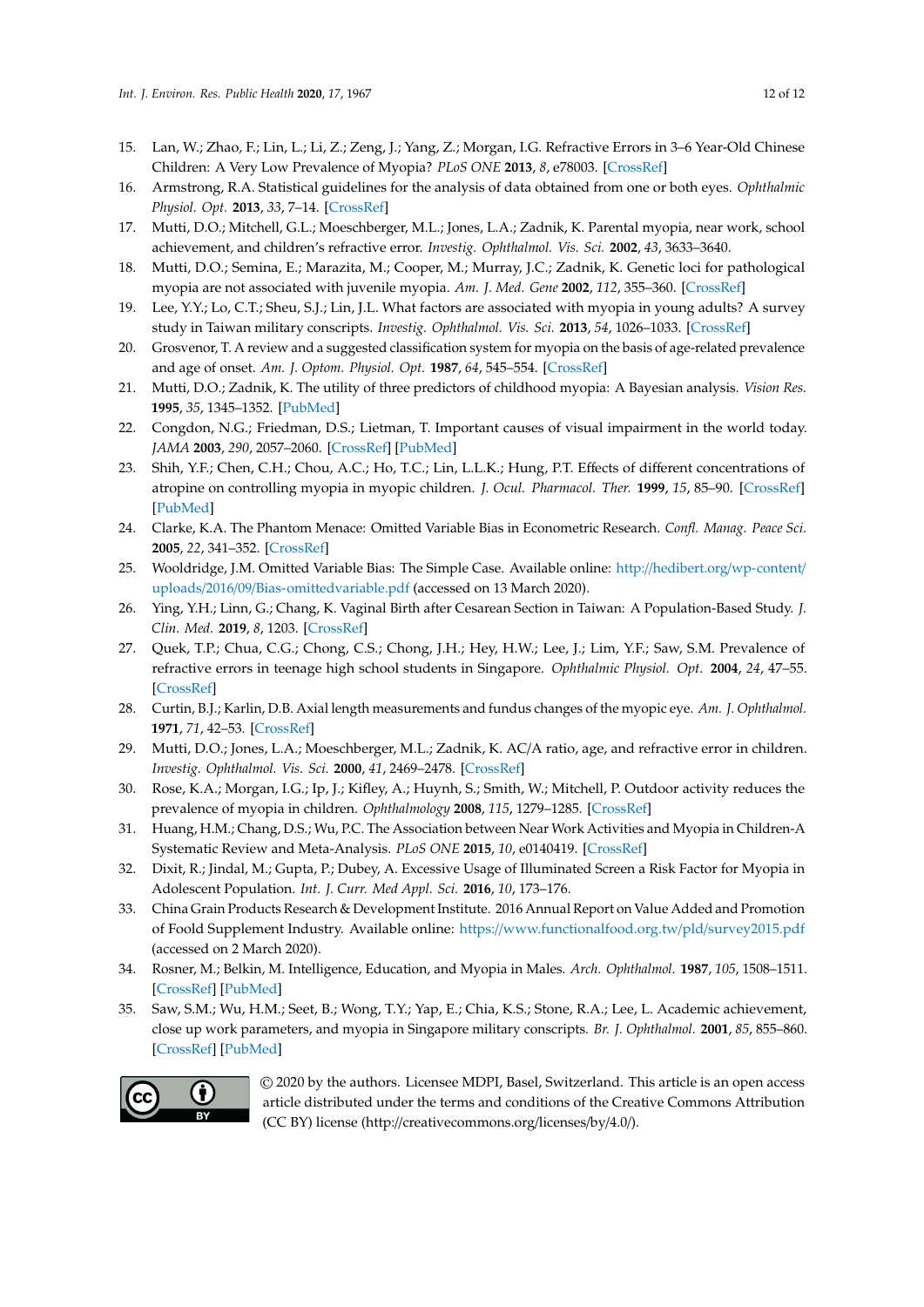15. Lan, W.; Zhao, F.; Lin, L.; Li, Z.; Zeng, J.; Yang, Z.; Morgan, I.G. Refractive Errors in 3–6 Year-Old Chinese Children: A Very Low Prevalence of Myopia? *PLoS ONE* **2013**, *8*, e78003. [CrossRef]
16. Armstrong, R.A. Statistical guidelines for the analysis of data obtained from one or both eyes. *Ophthalmic Physiol. Opt.* **2013**, *33*, 7–14. [CrossRef]
17. Mutti, D.O.; Mitchell, G.L.; Moeschberger, M.L.; Jones, L.A.; Zadnik, K. Parental myopia, near work, school achievement, and children's refractive error. *Investig. Ophthalmol. Vis. Sci.* **2002**, *43*, 3633–3640.
18. Mutti, D.O.; Semina, E.; Marazita, M.; Cooper, M.; Murray, J.C.; Zadnik, K. Genetic loci for pathological myopia are not associated with juvenile myopia. *Am. J. Med. Gene* **2002**, *112*, 355–360. [CrossRef]
19. Lee, Y.Y.; Lo, C.T.; Sheu, S.J.; Lin, J.L. What factors are associated with myopia in young adults? A survey study in Taiwan military conscripts. *Investig. Ophthalmol. Vis. Sci.* **2013**, *54*, 1026–1033. [CrossRef]
20. Grosvenor, T. A review and a suggested classification system for myopia on the basis of age-related prevalence and age of onset. *Am. J. Optom. Physiol. Opt.* **1987**, *64*, 545–554. [CrossRef]
21. Mutti, D.O.; Zadnik, K. The utility of three predictors of childhood myopia: A Bayesian analysis. *Vision Res.* **1995**, *35*, 1345–1352. [PubMed]
22. Congdon, N.G.; Friedman, D.S.; Lietman, T. Important causes of visual impairment in the world today. *JAMA* **2003**, *290*, 2057–2060. [CrossRef] [PubMed]
23. Shih, Y.F.; Chen, C.H.; Chou, A.C.; Ho, T.C.; Lin, L.L.K.; Hung, P.T. Effects of different concentrations of atropine on controlling myopia in myopic children. *J. Ocul. Pharmacol. Ther.* **1999**, *15*, 85–90. [CrossRef] [PubMed]
24. Clarke, K.A. The Phantom Menace: Omitted Variable Bias in Econometric Research. *Confl. Manag. Peace Sci.* **2005**, *22*, 341–352. [CrossRef]
25. Wooldridge, J.M. Omitted Variable Bias: The Simple Case. Available online: http://hedibert.org/wp-content/uploads/2016/09/Bias-omittedvariable.pdf (accessed on 13 March 2020).
26. Ying, Y.H.; Linn, G.; Chang, K. Vaginal Birth after Cesarean Section in Taiwan: A Population-Based Study. *J. Clin. Med.* **2019**, *8*, 1203. [CrossRef]
27. Quek, T.P.; Chua, C.G.; Chong, C.S.; Chong, J.H.; Hey, H.W.; Lee, J.; Lim, Y.F.; Saw, S.M. Prevalence of refractive errors in teenage high school students in Singapore. *Ophthalmic Physiol. Opt.* **2004**, *24*, 47–55. [CrossRef]
28. Curtin, B.J.; Karlin, D.B. Axial length measurements and fundus changes of the myopic eye. *Am. J. Ophthalmol.* **1971**, *71*, 42–53. [CrossRef]
29. Mutti, D.O.; Jones, L.A.; Moeschberger, M.L.; Zadnik, K. AC/A ratio, age, and refractive error in children. *Investig. Ophthalmol. Vis. Sci.* **2000**, *41*, 2469–2478. [CrossRef]
30. Rose, K.A.; Morgan, I.G.; Ip, J.; Kifley, A.; Huynh, S.; Smith, W.; Mitchell, P. Outdoor activity reduces the prevalence of myopia in children. *Ophthalmology* **2008**, *115*, 1279–1285. [CrossRef]
31. Huang, H.M.; Chang, D.S.; Wu, P.C. The Association between Near Work Activities and Myopia in Children-A Systematic Review and Meta-Analysis. *PLoS ONE* **2015**, *10*, e0140419. [CrossRef]
32. Dixit, R.; Jindal, M.; Gupta, P.; Dubey, A. Excessive Usage of Illuminated Screen a Risk Factor for Myopia in Adolescent Population. *Int. J. Curr. Med Appl. Sci.* **2016**, *10*, 173–176.
33. China Grain Products Research & Development Institute. 2016 Annual Report on Value Added and Promotion of Foold Supplement Industry. Available online: https://www.functionalfood.org.tw/pld/survey2015.pdf (accessed on 2 March 2020).
34. Rosner, M.; Belkin, M. Intelligence, Education, and Myopia in Males. *Arch. Ophthalmol.* **1987**, *105*, 1508–1511. [CrossRef] [PubMed]
35. Saw, S.M.; Wu, H.M.; Seet, B.; Wong, T.Y.; Yap, E.; Chia, K.S.; Stone, R.A.; Lee, L. Academic achievement, close up work parameters, and myopia in Singapore military conscripts. *Br. J. Ophthalmol.* **2001**, *85*, 855–860. [CrossRef] [PubMed]

© 2020 by the authors. Licensee MDPI, Basel, Switzerland. This article is an open access article distributed under the terms and conditions of the Creative Commons Attribution (CC BY) license (http://creativecommons.org/licenses/by/4.0/).